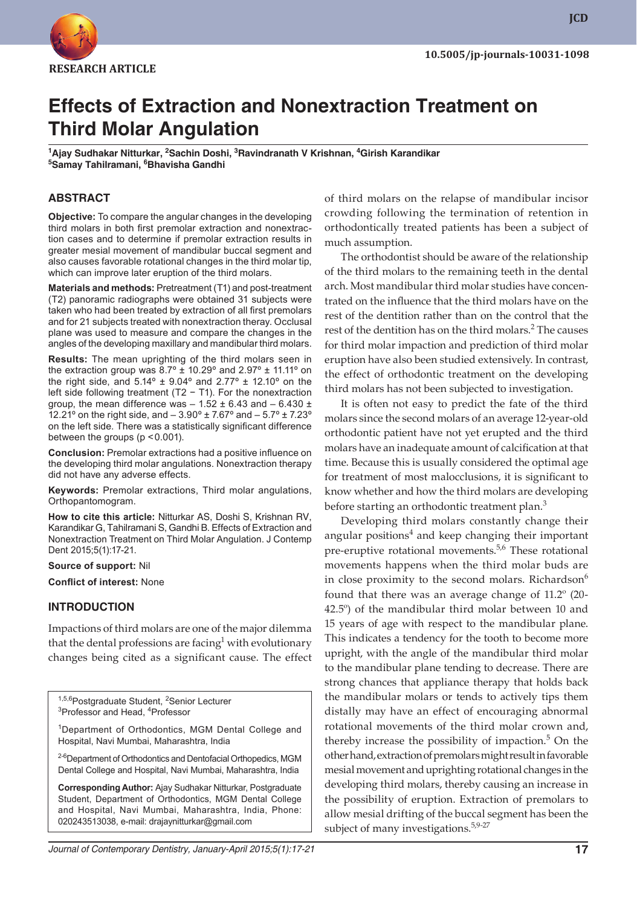RESEARCH ARTICLE

10.5005/jp-journals-10031-1098

# Effects of Extraction and Nonextraction Treatment on Third Molar Angulation

[1]Ajay Sudhakar Nitturkar, [2]Sachin Doshi, [3]Ravindranath V Krishnan, [4]Girish Karandikar
[5]Samay Tahilramani, [6]Bhavisha Gandhi

## ABSTRACT

**Objective:** To compare the angular changes in the developing third molars in both first premolar extraction and nonextraction cases and to determine if premolar extraction results in greater movement of mandibular buccal segment and also causes favorable rotational changes in the third molar tip, which can improve later eruption of the third molars.

**Materials and methods:** Pretreatment (T1) and post-treatment (T2) panoramic radiographs were obtained 31 subjects were taken who had been treated by extraction of all first premolars and for 21 subjects treated with nonextraction theray. Occlusal plane was used to measure and compare the changes in the angles of the developing maxillary and mandibular third molars.

**Results:** The mean uprighting of the third molars seen in the extraction group was 8.7° ± 10.29° and 2.97° ± 11.11° on the right side, and 5.14° ± 9.04° and 2.77° ± 12.10° on the left side following treatment (T2 − T1). For the nonextraction group, the mean difference was – 1.52 ± 6.43 and – 6.430 ± 12.21° on the right side, and – 3.90° ± 7.67° and – 5.7° ± 7.23° on the left side. There was a statistically significant difference between the groups ($p < 0.001$).

**Conclusion:** Premolar extractions had a positive influence on the developing third molar angulations. Nonextraction therapy did not have any adverse effects.

**Keywords:** Premolar extractions, Third molar angulations, Orthopantomogram.

**How to cite this article:** Nitturkar AS, Doshi S, Krishnan RV, Karandikar G, Tahilramani S, Gandhi B. Effects of Extraction and Nonextraction Treatment on Third Molar Angulation. J Contemp Dent 2015;5(1):17-21.

**Source of support:** Nil

**Conflict of interest:** None

## INTRODUCTION

Impactions of third molars are one of the major dilemma that the dental professions are facing[1] with evolutionary changes being cited as a significant cause. The effect of third molars on the relapse of mandibular incisor crowding following the termination of retention in orthodontically treated patients has been a subject of much assumption.

The orthodontist should be aware of the relationship of the third molars to the remaining teeth in the dental arch. Most mandibular third molar studies have concentrated on the influence that the third molars have on the rest of the dentition rather than on the control that the rest of the dentition has on the third molars.[2] The causes for third molar impaction and prediction of third molar eruption have also been studied extensively. In contrast, the effect of orthodontic treatment on the developing third molars has not been subjected to investigation.

It is often not easy to predict the fate of the third molars since the second molars of an average 12-year-old orthodontic patient have not yet erupted and the third molars have an inadequate amount of calcification at that time. Because this is usually considered the optimal age for treatment of most malocclusions, it is significant to know whether and how the third molars are developing before starting an orthodontic treatment plan.[3]

Developing third molars constantly change their angular positions[4] and keep changing their important pre-eruptive rotational movements.[5,6] These rotational movements happens when the third molar buds are in close proximity to the second molars. Richardson[6] found that there was an average change of 11.2° (20-42.5°) of the mandibular third molar between 10 and 15 years of age with respect to the mandibular plane. This indicates a tendency for the tooth to become more upright, with the angle of the mandibular third molar to the mandibular plane tending to decrease. There are strong chances that appliance therapy that holds back the mandibular molars or tends to actively tips them distally may have an effect of encouraging abnormal rotational movements of the third molar crown and, thereby increase the possibility of impaction.[5] On the other hand, extraction of premolars might result in favorable mesial movement and uprighting rotational changes in the developing third molars, thereby causing an increase in the possibility of eruption. Extraction of premolars to allow mesial drifting of the buccal segment has been the subject of many investigations.[5,9-27]

[1,5,6]Postgraduate Student, [2]Senior Lecturer
[3]Professor and Head, [4]Professor

[1]Department of Orthodontics, MGM Dental College and Hospital, Navi Mumbai, Maharashtra, India

[2-6]Department of Orthodontics and Dentofacial Orthopedics, MGM Dental College and Hospital, Navi Mumbai, Maharashtra, India

**Corresponding Author:** Ajay Sudhakar Nitturkar, Postgraduate Student, Department of Orthodontics, MGM Dental College and Hospital, Navi Mumbai, Maharashtra, India, Phone: 020243513038, e-mail: drajaynitturkar@gmail.com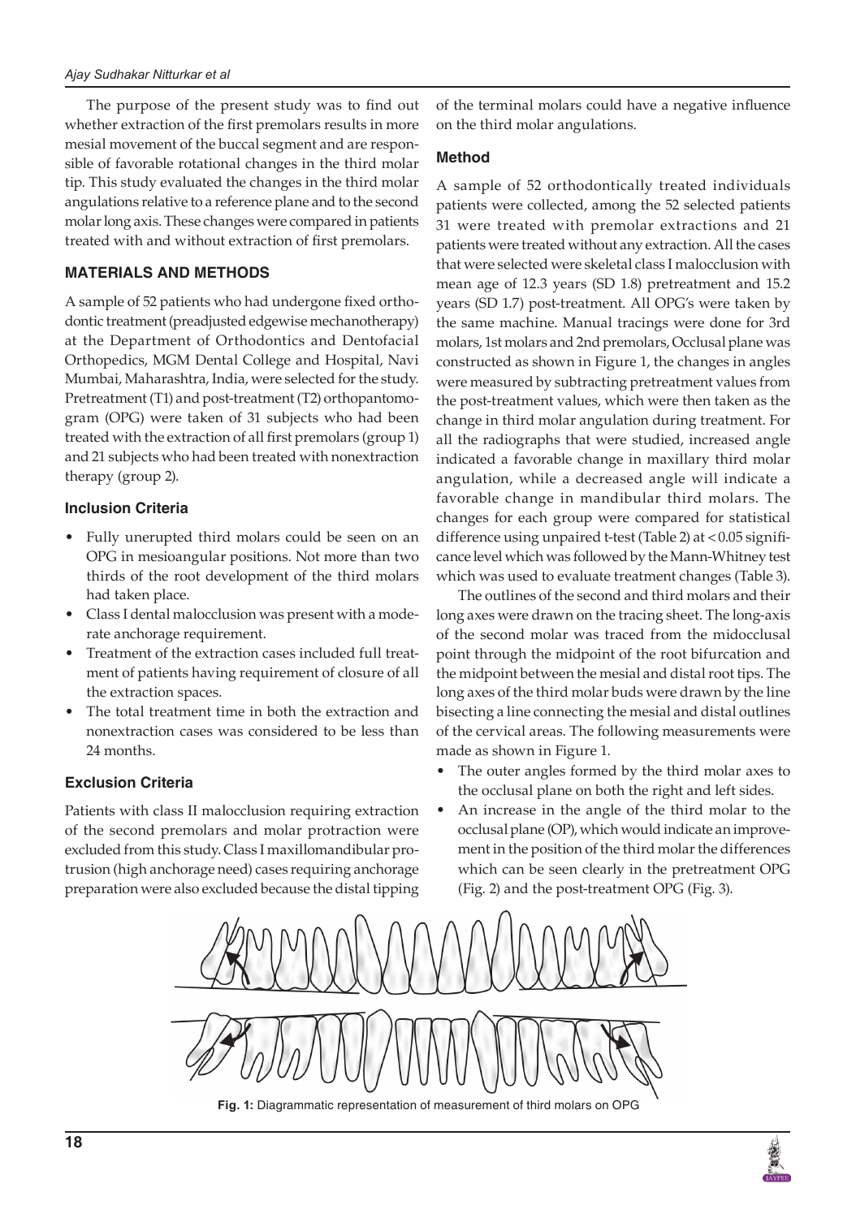The purpose of the present study was to find out whether extraction of the first premolars results in more mesial movement of the buccal segment and are responsible of favorable rotational changes in the third molar tip. This study evaluated the changes in the third molar angulations relative to a reference plane and to the second molar long axis. These changes were compared in patients treated with and without extraction of first premolars.

## MATERIALS AND METHODS

A sample of 52 patients who had undergone fixed orthodontic treatment (preadjusted edgewise mechanotherapy) at the Department of Orthodontics and Dentofacial Orthopedics, MGM Dental College and Hospital, Navi Mumbai, Maharashtra, India, were selected for the study. Pretreatment (T1) and post-treatment (T2) orthopantomogram (OPG) were taken of 31 subjects who had been treated with the extraction of all first premolars (group 1) and 21 subjects who had been treated with nonextraction therapy (group 2).

### Inclusion Criteria

- Fully unerupted third molars could be seen on an OPG in mesioangular positions. Not more than two thirds of the root development of the third molars had taken place.
- Class I dental malocclusion was present with a moderate anchorage requirement.
- Treatment of the extraction cases included full treatment of patients having requirement of closure of all the extraction spaces.
- The total treatment time in both the extraction and nonextraction cases was considered to be less than 24 months.

### Exclusion Criteria

Patients with class II malocclusion requiring extraction of the second premolars and molar protraction were excluded from this study. Class I maxillomandibular protrusion (high anchorage need) cases requiring anchorage preparation were also excluded because the distal tipping of the terminal molars could have a negative influence on the third molar angulations.

### Method

A sample of 52 orthodontically treated individuals patients were collected, among the 52 selected patients 31 were treated with premolar extractions and 21 patients were treated without any extraction. All the cases that were selected were skeletal class I malocclusion with mean age of 12.3 years (SD 1.8) pretreatment and 15.2 years (SD 1.7) post-treatment. All OPG's were taken by the same machine. Manual tracings were done for 3rd molars, 1st molars and 2nd premolars, Occlusal plane was constructed as shown in Figure 1, the changes in angles were measured by subtracting pretreatment values from the post-treatment values, which were then taken as the change in third molar angulation during treatment. For all the radiographs that were studied, increased angle indicated a favorable change in maxillary third molar angulation, while a decreased angle will indicate a favorable change in mandibular third molars. The changes for each group were compared for statistical difference using unpaired t-test (Table 2) at < 0.05 significance level which was followed by the Mann-Whitney test which was used to evaluate treatment changes (Table 3).

The outlines of the second and third molars and their long axes were drawn on the tracing sheet. The long-axis of the second molar was traced from the midocclusal point through the midpoint of the root bifurcation and the midpoint between the mesial and distal root tips. The long axes of the third molar buds were drawn by the line bisecting a line connecting the mesial and distal outlines of the cervical areas. The following measurements were made as shown in Figure 1.

- The outer angles formed by the third molar axes to the occlusal plane on both the right and left sides.
- An increase in the angle of the third molar to the occlusal plane (OP), which would indicate an improvement in the position of the third molar the differences which can be seen clearly in the pretreatment OPG (Fig. 2) and the post-treatment OPG (Fig. 3).

**Fig. 1:** Diagrammatic representation of measurement of third molars on OPG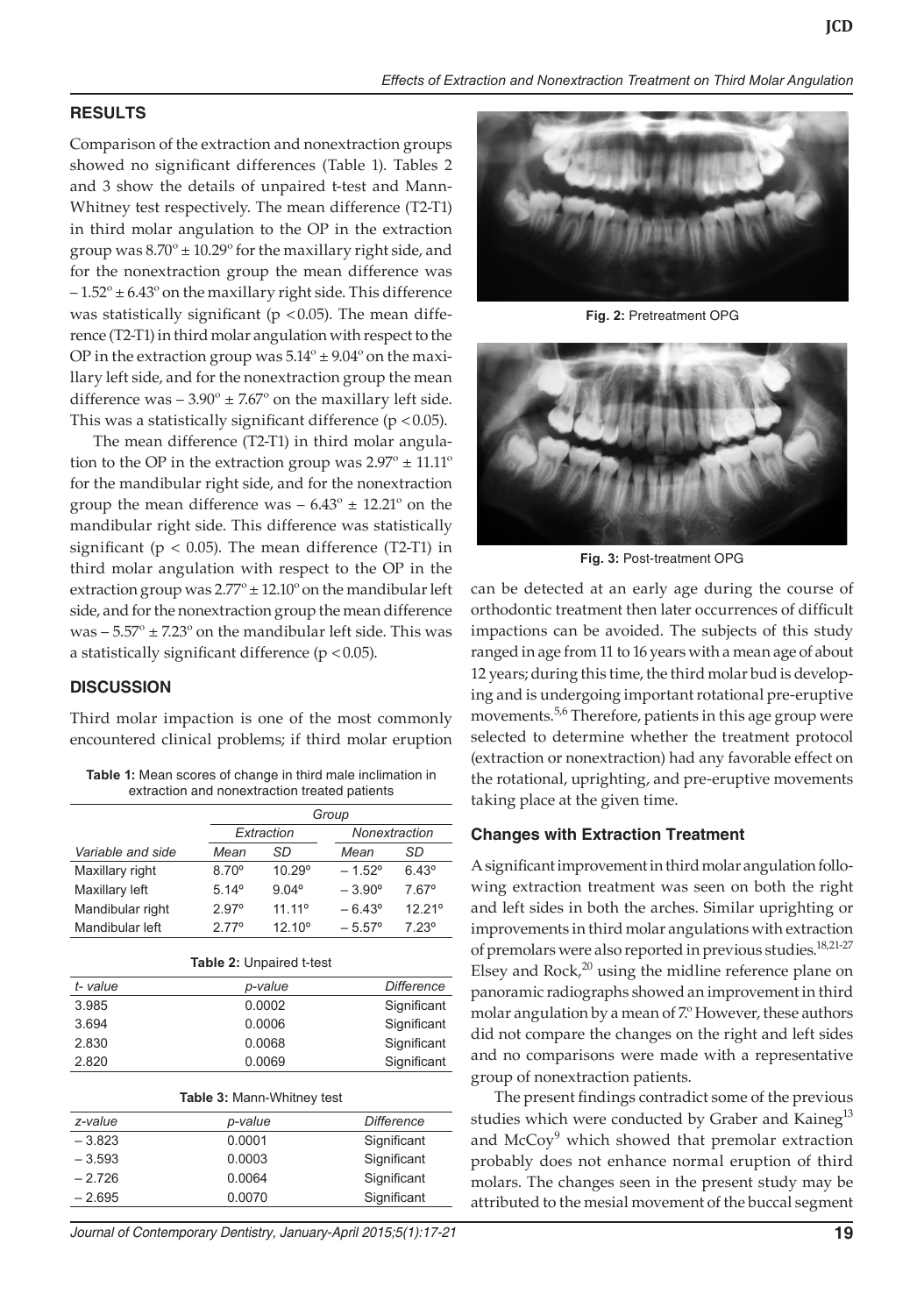## RESULTS

Comparison of the extraction and nonextraction groups showed no significant differences (Table 1). Tables 2 and 3 show the details of unpaired t-test and Mann-Whitney test respectively. The mean difference (T2-T1) in third molar angulation to the OP in the extraction group was $8.70^o \pm 10.29^o$ for the maxillary right side, and for the nonextraction group the mean difference was $-1.52^o \pm 6.43^o$ on the maxillary right side. This difference was statistically significant ($p < 0.05$). The mean difference (T2-T1) in third molar angulation with respect to the OP in the extraction group was $5.14^o \pm 9.04^o$ on the maxillary left side, and for the nonextraction group the mean difference was $-3.90^o \pm 7.67^o$ on the maxillary left side. This was a statistically significant difference ($p < 0.05$).

The mean difference (T2-T1) in third molar angulation to the OP in the extraction group was $2.97^o \pm 11.11^o$ for the mandibular right side, and for the nonextraction group the mean difference was $-6.43^o \pm 12.21^o$ on the mandibular right side. This difference was statistically significant ($p < 0.05$). The mean difference (T2-T1) in third molar angulation with respect to the OP in the extraction group was $2.77^o \pm 12.10^o$ on the mandibular left side, and for the nonextraction group the mean difference was $-5.57^o \pm 7.23^o$ on the mandibular left side. This was a statistically significant difference ($p < 0.05$).

## DISCUSSION

Third molar impaction is one of the most commonly encountered clinical problems; if third molar eruption can be detected at an early age during the course of orthodontic treatment then later occurrences of difficult impactions can be avoided. The subjects of this study ranged in age from 11 to 16 years with a mean age of about 12 years; during this time, the third molar bud is developing and is undergoing important rotational pre-eruptive movements.[5,6] Therefore, patients in this age group were selected to determine whether the treatment protocol (extraction or nonextraction) had any favorable effect on the rotational, uprighting, and pre-eruptive movements taking place at the given time.

**Table 1:** Mean scores of change in third male inclimation in extraction and nonextraction treated patients

| | Group | | | |
|---|---|---|---|---|
| | Extraction | | Nonextraction | |
| *Variable and side* | *Mean* | *SD* | *Mean* | *SD* |
| Maxillary right | 8.70° | 10.29° | – 1.52° | 6.43° |
| Maxillary left | 5.14° | 9.04° | – 3.90° | 7.67° |
| Mandibular right | 2.97° | 11.11° | – 6.43° | 12.21° |
| Mandibular left | 2.77° | 12.10° | – 5.57° | 7.23° |

**Table 2:** Unpaired t-test

| *t- value* | *p-value* | *Difference* |
|---|---|---|
| 3.985 | 0.0002 | Significant |
| 3.694 | 0.0006 | Significant |
| 2.830 | 0.0068 | Significant |
| 2.820 | 0.0069 | Significant |

**Table 3:** Mann-Whitney test

| *z-value* | *p-value* | *Difference* |
|---|---|---|
| – 3.823 | 0.0001 | Significant |
| – 3.593 | 0.0003 | Significant |
| – 2.726 | 0.0064 | Significant |
| – 2.695 | 0.0070 | Significant |

**Fig. 2:** Pretreatment OPG

**Fig. 3:** Post-treatment OPG

### Changes with Extraction Treatment

A significant improvement in third molar angulation following extraction treatment was seen on both the right and left sides in both the arches. Similar uprighting or improvements in third molar angulations with extraction of premolars were also reported in previous studies.[18,21-27] Elsey and Rock,[20] using the midline reference plane on panoramic radiographs showed an improvement in third molar angulation by a mean of 7°. However, these authors did not compare the changes on the right and left sides and no comparisons were made with a representative group of nonextraction patients.

The present findings contradict some of the previous studies which were conducted by Graber and Kaineg[13] and McCoy[9] which showed that premolar extraction probably does not enhance normal eruption of third molars. The changes seen in the present study may be attributed to the mesial movement of the buccal segment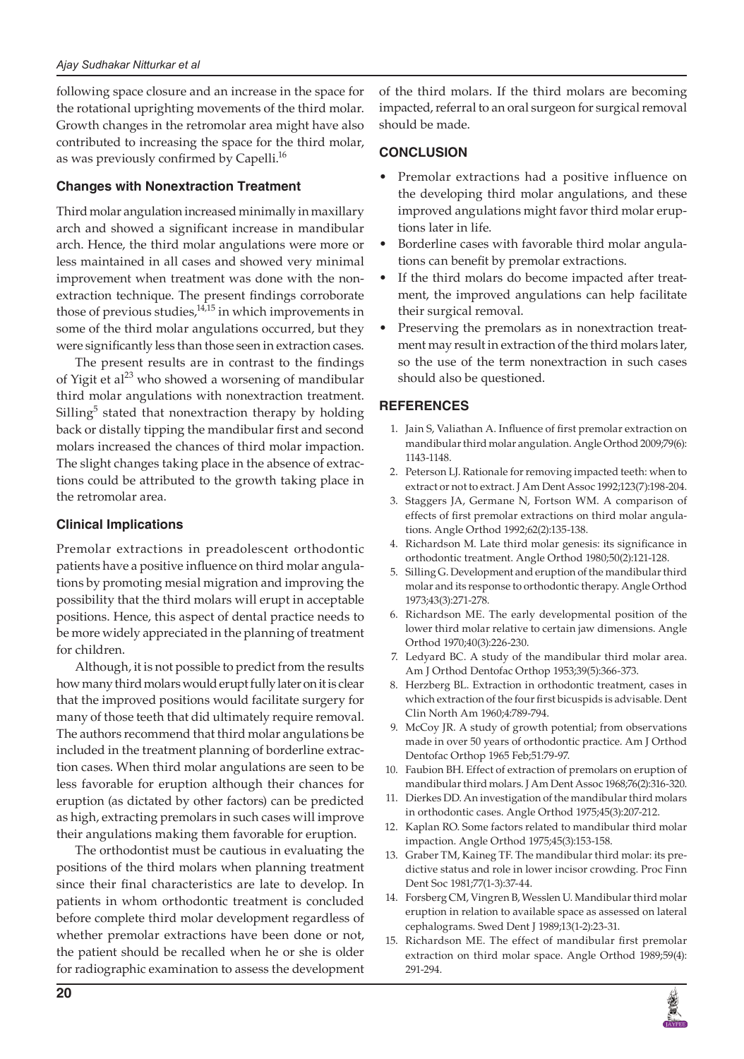following space closure and an increase in the space for the rotational uprighting movements of the third molar. Growth changes in the retromolar area might have also contributed to increasing the space for the third molar, as was previously confirmed by Capelli.[16]

### Changes with Nonextraction Treatment

Third molar angulation increased minimally in maxillary arch and showed a significant increase in mandibular arch. Hence, the third molar angulations were more or less maintained in all cases and showed very minimal improvement when treatment was done with the nonextraction technique. The present findings corroborate those of previous studies,[14,15] in which improvements in some of the third molar angulations occurred, but they were significantly less than those seen in extraction cases.

The present results are in contrast to the findings of Yigit et al[23] who showed a worsening of mandibular third molar angulations with nonextraction treatment. Silling[5] stated that nonextraction therapy by holding back or distally tipping the mandibular first and second molars increased the chances of third molar impaction. The slight changes taking place in the absence of extractions could be attributed to the growth taking place in the retromolar area.

### Clinical Implications

Premolar extractions in preadolescent orthodontic patients have a positive influence on third molar angulations by promoting mesial migration and improving the possibility that the third molars will erupt in acceptable positions. Hence, this aspect of dental practice needs to be more widely appreciated in the planning of treatment for children.

Although, it is not possible to predict from the results how many third molars would erupt fully later on it is clear that the improved positions would facilitate surgery for many of those teeth that did ultimately require removal. The authors recommend that third molar angulations be included in the treatment planning of borderline extraction cases. When third molar angulations are seen to be less favorable for eruption although their chances for eruption (as dictated by other factors) can be predicted as high, extracting premolars in such cases will improve their angulations making them favorable for eruption.

The orthodontist must be cautious in evaluating the positions of the third molars when planning treatment since their final characteristics are late to develop. In patients in whom orthodontic treatment is concluded before complete third molar development regardless of whether premolar extractions have been done or not, the patient should be recalled when he or she is older for radiographic examination to assess the development of the third molars. If the third molars are becoming impacted, referral to an oral surgeon for surgical removal should be made.

## CONCLUSION

- Premolar extractions had a positive influence on the developing third molar angulations, and these improved angulations might favor third molar eruptions later in life.
- Borderline cases with favorable third molar angulations can benefit by premolar extractions.
- If the third molars do become impacted after treatment, the improved angulations can help facilitate their surgical removal.
- Preserving the premolars as in nonextraction treatment may result in extraction of the third molars later, so the use of the term nonextraction in such cases should also be questioned.

## REFERENCES

1. Jain S, Valiathan A. Influence of first premolar extraction on mandibular third molar angulation. Angle Orthod 2009;79(6): 1143-1148.
2. Peterson LJ. Rationale for removing impacted teeth: when to extract or not to extract. J Am Dent Assoc 1992;123(7):198-204.
3. Staggers JA, Germane N, Fortson WM. A comparison of effects of first premolar extractions on third molar angulations. Angle Orthod 1992;62(2):135-138.
4. Richardson M. Late third molar genesis: its significance in orthodontic treatment. Angle Orthod 1980;50(2):121-128.
5. Silling G. Development and eruption of the mandibular third molar and its response to orthodontic therapy. Angle Orthod 1973;43(3):271-278.
6. Richardson ME. The early developmental position of the lower third molar relative to certain jaw dimensions. Angle Orthod 1970;40(3):226-230.
7. Ledyard BC. A study of the mandibular third molar area. Am J Orthod Dentofac Orthop 1953;39(5):366-373.
8. Herzberg BL. Extraction in orthodontic treatment, cases in which extraction of the four first bicuspids is advisable. Dent Clin North Am 1960;4:789-794.
9. McCoy JR. A study of growth potential; from observations made in over 50 years of orthodontic practice. Am J Orthod Dentofac Orthop 1965 Feb;51:79-97.
10. Faubion BH. Effect of extraction of premolars on eruption of mandibular third molars. J Am Dent Assoc 1968;76(2):316-320.
11. Dierkes DD. An investigation of the mandibular third molars in orthodontic cases. Angle Orthod 1975;45(3):207-212.
12. Kaplan RO. Some factors related to mandibular third molar impaction. Angle Orthod 1975;45(3):153-158.
13. Graber TM, Kaineg TF. The mandibular third molar: its predictive status and role in lower incisor crowding. Proc Finn Dent Soc 1981;77(1-3):37-44.
14. Forsberg CM, Vingren B, Wesslen U. Mandibular third molar eruption in relation to available space as assessed on lateral cephalograms. Swed Dent J 1989;13(1-2):23-31.
15. Richardson ME. The effect of mandibular first premolar extraction on third molar space. Angle Orthod 1989;59(4): 291-294.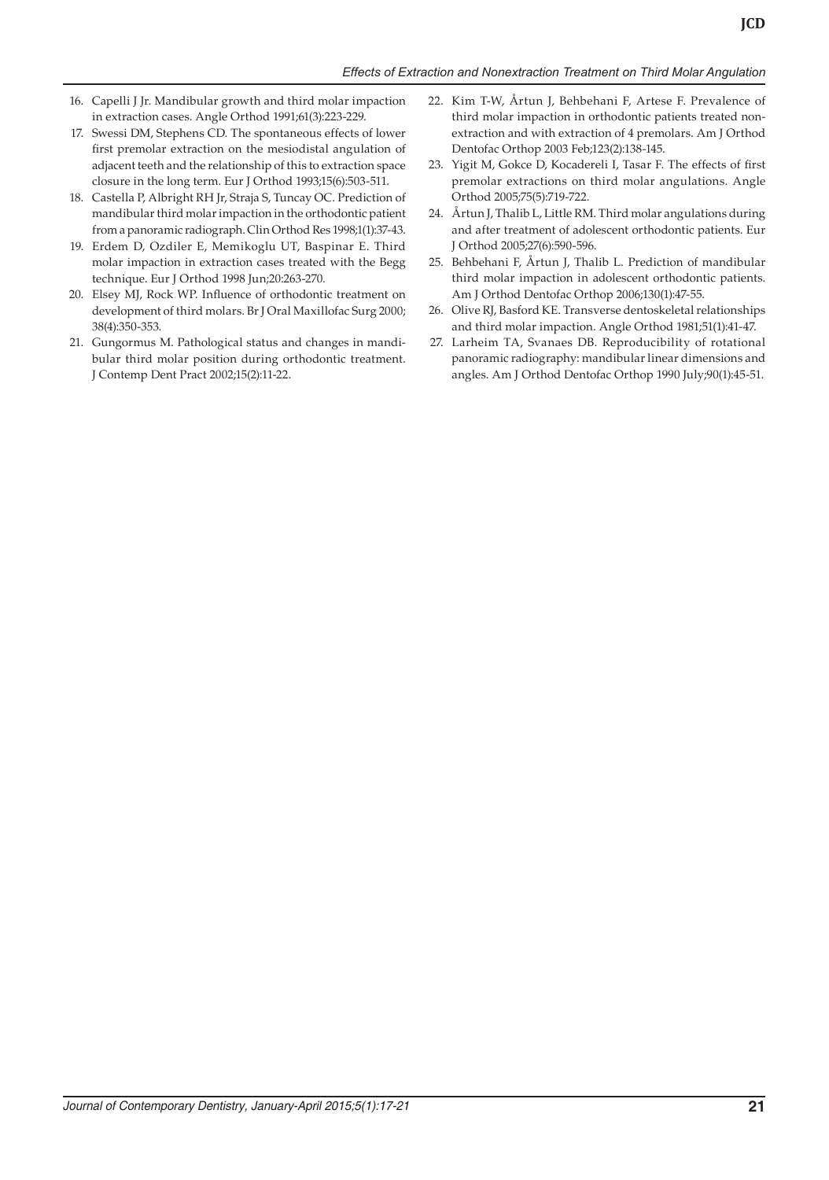16. Capelli J Jr. Mandibular growth and third molar impaction in extraction cases. Angle Orthod 1991;61(3):223-229.
17. Swessi DM, Stephens CD. The spontaneous effects of lower first premolar extraction on the mesiodistal angulation of adjacent teeth and the relationship of this to extraction space closure in the long term. Eur J Orthod 1993;15(6):503-511.
18. Castella P, Albright RH Jr, Straja S, Tuncay OC. Prediction of mandibular third molar impaction in the orthodontic patient from a panoramic radiograph. Clin Orthod Res 1998;1(1):37-43.
19. Erdem D, Ozdiler E, Memikoglu UT, Baspinar E. Third molar impaction in extraction cases treated with the Begg technique. Eur J Orthod 1998 Jun;20:263-270.
20. Elsey MJ, Rock WP. Influence of orthodontic treatment on development of third molars. Br J Oral Maxillofac Surg 2000; 38(4):350-353.
21. Gungormus M. Pathological status and changes in mandibular third molar position during orthodontic treatment. J Contemp Dent Pract 2002;15(2):11-22.
22. Kim T-W, Årtun J, Behbehani F, Artese F. Prevalence of third molar impaction in orthodontic patients treated nonextraction and with extraction of 4 premolars. Am J Orthod Dentofac Orthop 2003 Feb;123(2):138-145.
23. Yigit M, Gokce D, Kocadereli I, Tasar F. The effects of first premolar extractions on third molar angulations. Angle Orthod 2005;75(5):719-722.
24. Årtun J, Thalib L, Little RM. Third molar angulations during and after treatment of adolescent orthodontic patients. Eur J Orthod 2005;27(6):590-596.
25. Behbehani F, Årtun J, Thalib L. Prediction of mandibular third molar impaction in adolescent orthodontic patients. Am J Orthod Dentofac Orthop 2006;130(1):47-55.
26. Olive RJ, Basford KE. Transverse dentoskeletal relationships and third molar impaction. Angle Orthod 1981;51(1):41-47.
27. Larheim TA, Svanaes DB. Reproducibility of rotational panoramic radiography: mandibular linear dimensions and angles. Am J Orthod Dentofac Orthop 1990 July;90(1):45-51.